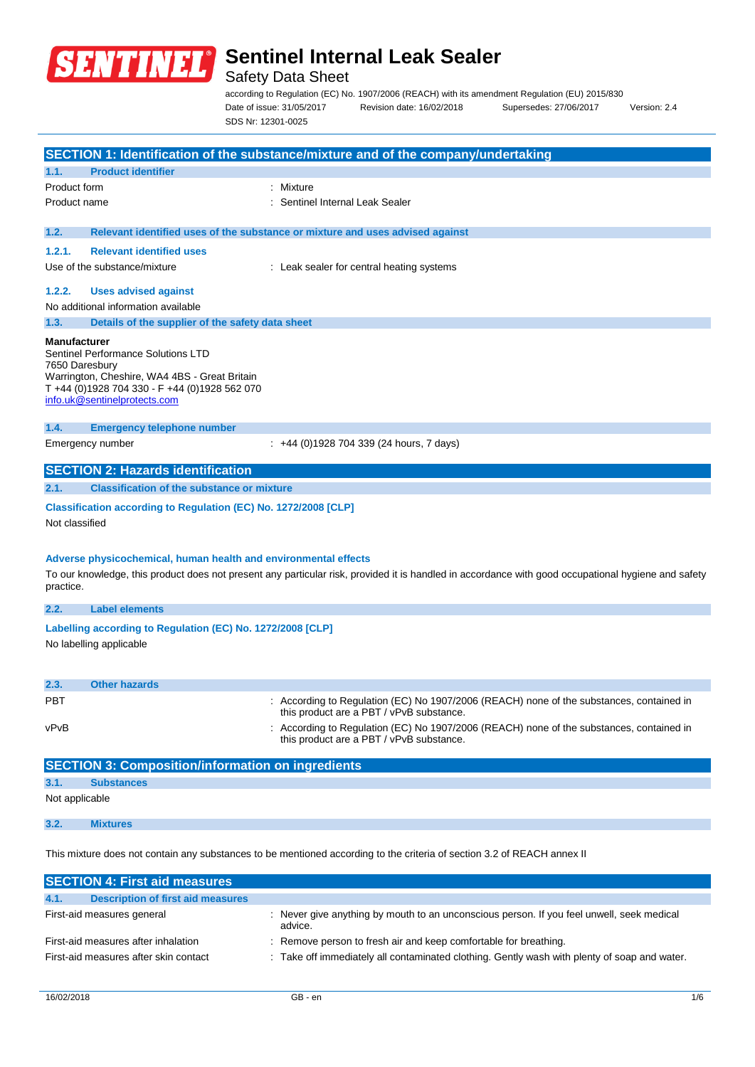# Sentinel Internal Leak Sealer

## Safety Data Sheet

according to Regulation (EC) No. 1907/2006 (REACH) with its amendment Regulation (EU) 2015/830

Date of issue: 31/05/2017 Revision date: 16/02/2018 Supersedes: 27/06/2017 Version: 2.4

SDS Nr: 12301-0025

## SECTION 1: Identification of the substance/mixture and of the company/undertaking

### 1.1. Product identifier

| | |
|---|---|
| Product form | : Mixture |
| Product name | : Sentinel Internal Leak Sealer |

### 1.2. Relevant identified uses of the substance or mixture and uses advised against

#### 1.2.1. Relevant identified uses

| | |
|---|---|
| Use of the substance/mixture | : Leak sealer for central heating systems |

#### 1.2.2. Uses advised against

No additional information available

### 1.3. Details of the supplier of the safety data sheet

**Manufacturer**
Sentinel Performance Solutions LTD
7650 Daresbury
Warrington, Cheshire, WA4 4BS - Great Britain
T +44 (0)1928 704 330 - F +44 (0)1928 562 070
info.uk@sentinelprotects.com

### 1.4. Emergency telephone number

| | |
|---|---|
| Emergency number | : +44 (0)1928 704 339 (24 hours, 7 days) |

## SECTION 2: Hazards identification

### 2.1. Classification of the substance or mixture

**Classification according to Regulation (EC) No. 1272/2008 [CLP]**

Not classified

**Adverse physicochemical, human health and environmental effects**

To our knowledge, this product does not present any particular risk, provided it is handled in accordance with good occupational hygiene and safety practice.

### 2.2. Label elements

**Labelling according to Regulation (EC) No. 1272/2008 [CLP]**

No labelling applicable

### 2.3. Other hazards

| | |
|---|---|
| PBT | : According to Regulation (EC) No 1907/2006 (REACH) none of the substances, contained in this product are a PBT / vPvB substance. |
| vPvB | : According to Regulation (EC) No 1907/2006 (REACH) none of the substances, contained in this product are a PBT / vPvB substance. |

## SECTION 3: Composition/information on ingredients

### 3.1. Substances

Not applicable

### 3.2. Mixtures

This mixture does not contain any substances to be mentioned according to the criteria of section 3.2 of REACH annex II

## SECTION 4: First aid measures

### 4.1. Description of first aid measures

| | |
|---|---|
| First-aid measures general | : Never give anything by mouth to an unconscious person. If you feel unwell, seek medical advice. |
| First-aid measures after inhalation | : Remove person to fresh air and keep comfortable for breathing. |
| First-aid measures after skin contact | : Take off immediately all contaminated clothing. Gently wash with plenty of soap and water. |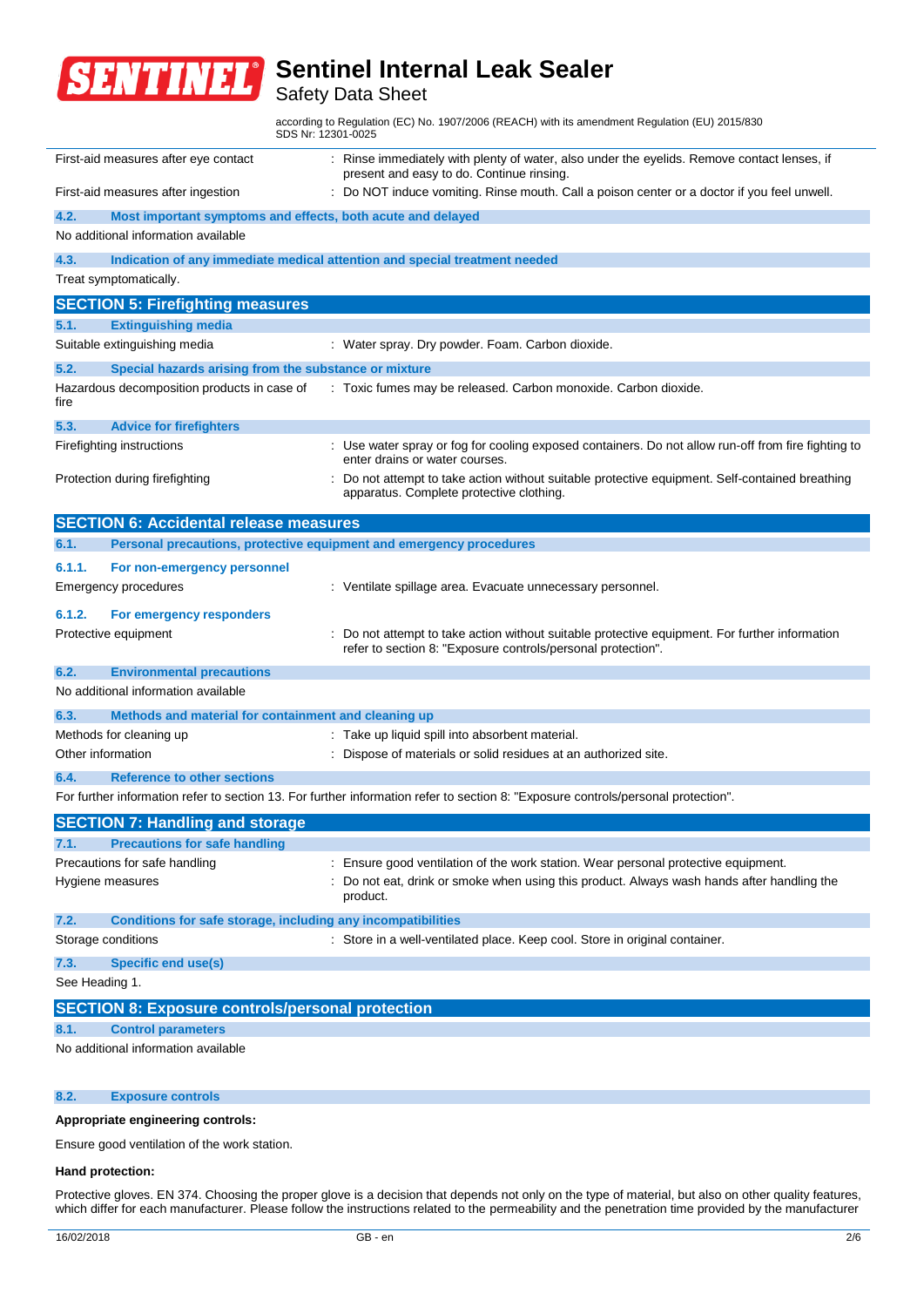| | |
|---|---|
| First-aid measures after eye contact | : Rinse immediately with plenty of water, also under the eyelids. Remove contact lenses, if present and easy to do. Continue rinsing. |
| First-aid measures after ingestion | : Do NOT induce vomiting. Rinse mouth. Call a poison center or a doctor if you feel unwell. |

### 4.2. Most important symptoms and effects, both acute and delayed

No additional information available

### 4.3. Indication of any immediate medical attention and special treatment needed

Treat symptomatically.

## SECTION 5: Firefighting measures

### 5.1. Extinguishing media

| | |
|---|---|
| Suitable extinguishing media | : Water spray. Dry powder. Foam. Carbon dioxide. |

### 5.2. Special hazards arising from the substance or mixture

| | |
|---|---|
| Hazardous decomposition products in case of fire | : Toxic fumes may be released. Carbon monoxide. Carbon dioxide. |

### 5.3. Advice for firefighters

| | |
|---|---|
| Firefighting instructions | : Use water spray or fog for cooling exposed containers. Do not allow run-off from fire fighting to enter drains or water courses. |
| Protection during firefighting | : Do not attempt to take action without suitable protective equipment. Self-contained breathing apparatus. Complete protective clothing. |

## SECTION 6: Accidental release measures

### 6.1. Personal precautions, protective equipment and emergency procedures

#### 6.1.1. For non-emergency personnel

| | |
|---|---|
| Emergency procedures | : Ventilate spillage area. Evacuate unnecessary personnel. |

#### 6.1.2. For emergency responders

| | |
|---|---|
| Protective equipment | : Do not attempt to take action without suitable protective equipment. For further information refer to section 8: "Exposure controls/personal protection". |

### 6.2. Environmental precautions

No additional information available

### 6.3. Methods and material for containment and cleaning up

| | |
|---|---|
| Methods for cleaning up | : Take up liquid spill into absorbent material. |
| Other information | : Dispose of materials or solid residues at an authorized site. |

### 6.4. Reference to other sections

For further information refer to section 13. For further information refer to section 8: "Exposure controls/personal protection".

## SECTION 7: Handling and storage

### 7.1. Precautions for safe handling

| | |
|---|---|
| Precautions for safe handling | : Ensure good ventilation of the work station. Wear personal protective equipment. |
| Hygiene measures | : Do not eat, drink or smoke when using this product. Always wash hands after handling the product. |

### 7.2. Conditions for safe storage, including any incompatibilities

| | |
|---|---|
| Storage conditions | : Store in a well-ventilated place. Keep cool. Store in original container. |

### 7.3. Specific end use(s)

See Heading 1.

## SECTION 8: Exposure controls/personal protection

### 8.1. Control parameters

No additional information available

### 8.2. Exposure controls

**Appropriate engineering controls:**

Ensure good ventilation of the work station.

**Hand protection:**

Protective gloves. EN 374. Choosing the proper glove is a decision that depends not only on the type of material, but also on other quality features, which differ for each manufacturer. Please follow the instructions related to the permeability and the penetration time provided by the manufacturer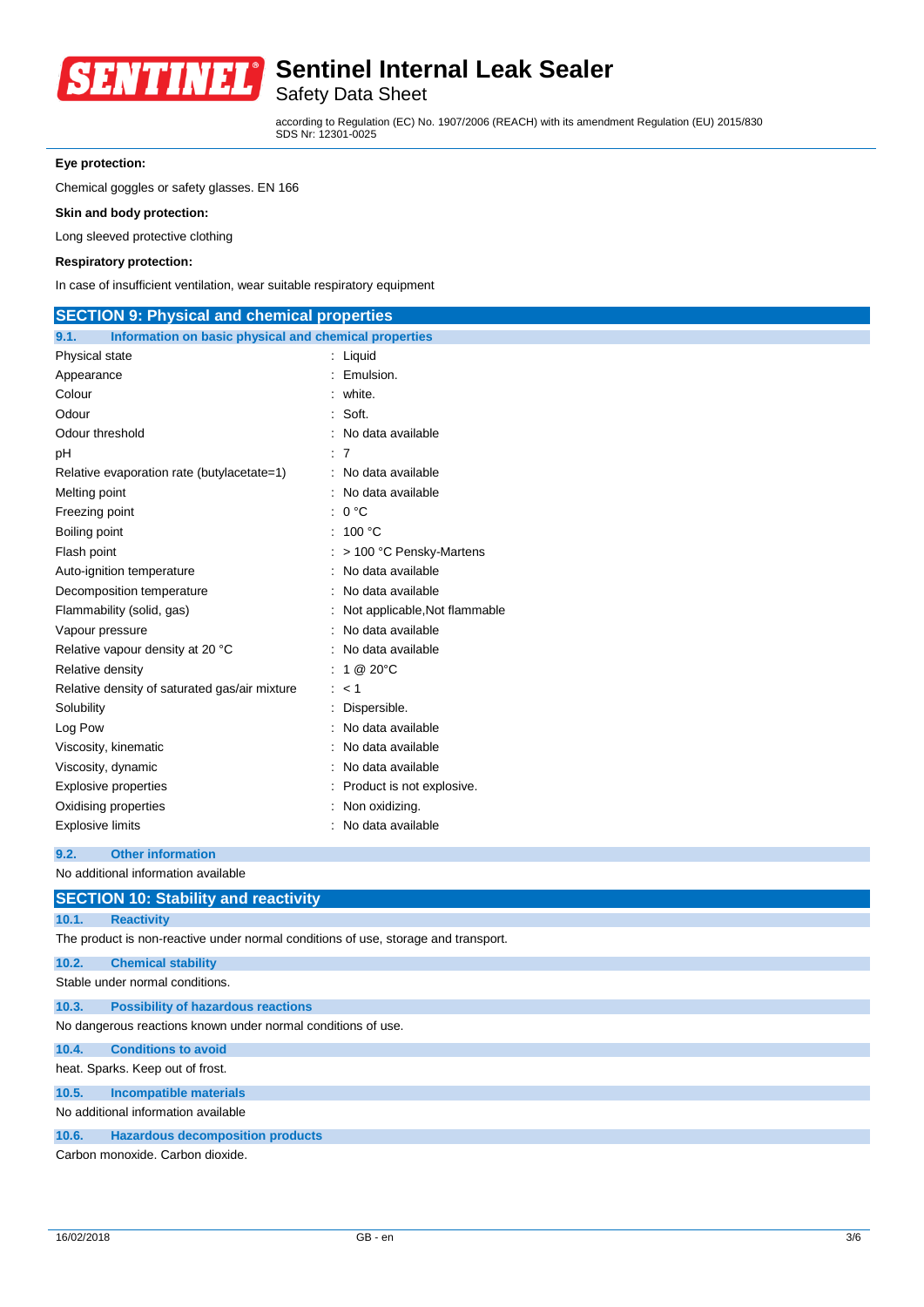**Eye protection:**

Chemical goggles or safety glasses. EN 166

**Skin and body protection:**

Long sleeved protective clothing

**Respiratory protection:**

In case of insufficient ventilation, wear suitable respiratory equipment

## SECTION 9: Physical and chemical properties

### 9.1. Information on basic physical and chemical properties

| | |
|---|---|
| Physical state | : Liquid |
| Appearance | : Emulsion. |
| Colour | : white. |
| Odour | : Soft. |
| Odour threshold | : No data available |
| pH | : 7 |
| Relative evaporation rate (butylacetate=1) | : No data available |
| Melting point | : No data available |
| Freezing point | : 0 °C |
| Boiling point | : 100 °C |
| Flash point | : > 100 °C Pensky-Martens |
| Auto-ignition temperature | : No data available |
| Decomposition temperature | : No data available |
| Flammability (solid, gas) | : Not applicable,Not flammable |
| Vapour pressure | : No data available |
| Relative vapour density at 20 °C | : No data available |
| Relative density | : 1 @ 20°C |
| Relative density of saturated gas/air mixture | : < 1 |
| Solubility | : Dispersible. |
| Log Pow | : No data available |
| Viscosity, kinematic | : No data available |
| Viscosity, dynamic | : No data available |
| Explosive properties | : Product is not explosive. |
| Oxidising properties | : Non oxidizing. |
| Explosive limits | : No data available |

### 9.2. Other information

No additional information available

## SECTION 10: Stability and reactivity

### 10.1. Reactivity

The product is non-reactive under normal conditions of use, storage and transport.

### 10.2. Chemical stability

Stable under normal conditions.

### 10.3. Possibility of hazardous reactions

No dangerous reactions known under normal conditions of use.

### 10.4. Conditions to avoid

heat. Sparks. Keep out of frost.

### 10.5. Incompatible materials

No additional information available

### 10.6. Hazardous decomposition products

Carbon monoxide. Carbon dioxide.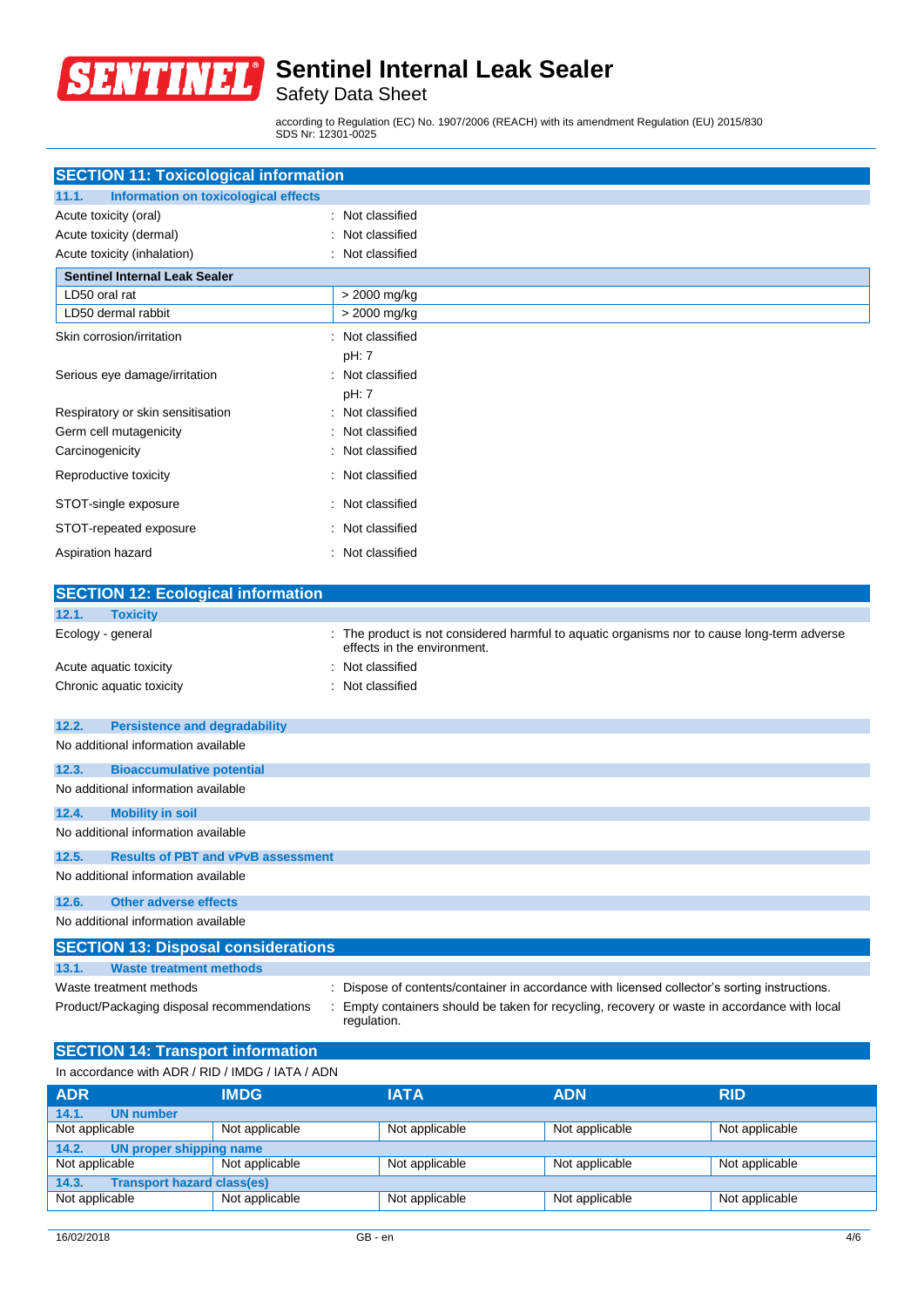## SECTION 11: Toxicological information

### 11.1. Information on toxicological effects

| | |
|---|---|
| Acute toxicity (oral) | : Not classified |
| Acute toxicity (dermal) | : Not classified |
| Acute toxicity (inhalation) | : Not classified |

| Sentinel Internal Leak Sealer | |
|---|---|
| LD50 oral rat | > 2000 mg/kg |
| LD50 dermal rabbit | > 2000 mg/kg |

| | |
|---|---|
| Skin corrosion/irritation | : Not classified<br>pH: 7 |
| Serious eye damage/irritation | : Not classified<br>pH: 7 |
| Respiratory or skin sensitisation | : Not classified |
| Germ cell mutagenicity | : Not classified |
| Carcinogenicity | : Not classified |
| Reproductive toxicity | : Not classified |
| STOT-single exposure | : Not classified |
| STOT-repeated exposure | : Not classified |
| Aspiration hazard | : Not classified |

## SECTION 12: Ecological information

### 12.1. Toxicity

| | |
|---|---|
| Ecology - general | : The product is not considered harmful to aquatic organisms nor to cause long-term adverse effects in the environment. |
| Acute aquatic toxicity | : Not classified |
| Chronic aquatic toxicity | : Not classified |

### 12.2. Persistence and degradability

No additional information available

### 12.3. Bioaccumulative potential

No additional information available

### 12.4. Mobility in soil

No additional information available

### 12.5. Results of PBT and vPvB assessment

No additional information available

### 12.6. Other adverse effects

No additional information available

## SECTION 13: Disposal considerations

### 13.1. Waste treatment methods

| | |
|---|---|
| Waste treatment methods | : Dispose of contents/container in accordance with licensed collector's sorting instructions. |
| Product/Packaging disposal recommendations | : Empty containers should be taken for recycling, recovery or waste in accordance with local regulation. |

## SECTION 14: Transport information

In accordance with ADR / RID / IMDG / IATA / ADN

| ADR | IMDG | IATA | ADN | RID |
|---|---|---|---|---|
| **14.1. UN number** | | | | |
| Not applicable | Not applicable | Not applicable | Not applicable | Not applicable |
| **14.2. UN proper shipping name** | | | | |
| Not applicable | Not applicable | Not applicable | Not applicable | Not applicable |
| **14.3. Transport hazard class(es)** | | | | |
| Not applicable | Not applicable | Not applicable | Not applicable | Not applicable |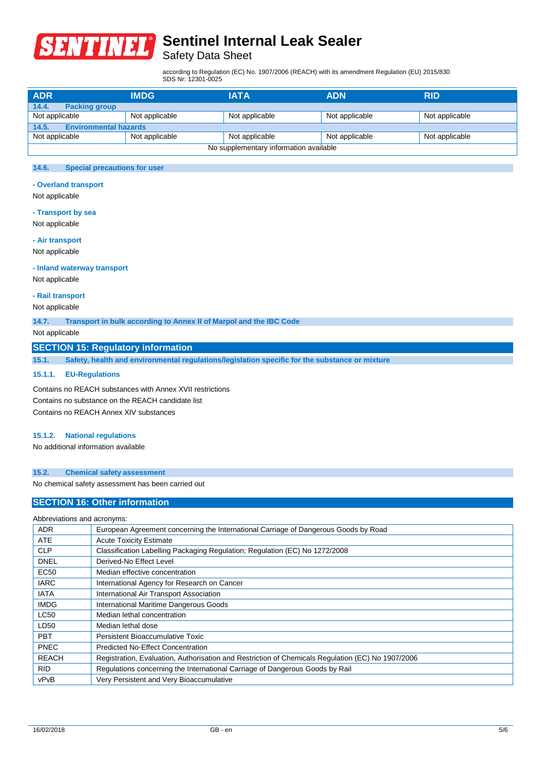| ADR | IMDG | IATA | ADN | RID |
|---|---|---|---|---|
| **14.4. Packing group** | | | | |
| Not applicable | Not applicable | Not applicable | Not applicable | Not applicable |
| **14.5. Environmental hazards** | | | | |
| Not applicable | Not applicable | Not applicable | Not applicable | Not applicable |
| No supplementary information available | | | | |

### 14.6. Special precautions for user

**- Overland transport**

Not applicable

**- Transport by sea**

Not applicable

**- Air transport**

Not applicable

**- Inland waterway transport**

Not applicable

**- Rail transport**

Not applicable

### 14.7. Transport in bulk according to Annex II of Marpol and the IBC Code

Not applicable

## SECTION 15: Regulatory information

### 15.1. Safety, health and environmental regulations/legislation specific for the substance or mixture

#### 15.1.1. EU-Regulations

Contains no REACH substances with Annex XVII restrictions

Contains no substance on the REACH candidate list

Contains no REACH Annex XIV substances

#### 15.1.2. National regulations

No additional information available

### 15.2. Chemical safety assessment

No chemical safety assessment has been carried out

## SECTION 16: Other information

Abbreviations and acronyms:

| | |
|---|---|
| ADR | European Agreement concerning the International Carriage of Dangerous Goods by Road |
| ATE | Acute Toxicity Estimate |
| CLP | Classification Labelling Packaging Regulation; Regulation (EC) No 1272/2008 |
| DNEL | Derived-No Effect Level |
| EC50 | Median effective concentration |
| IARC | International Agency for Research on Cancer |
| IATA | International Air Transport Association |
| IMDG | International Maritime Dangerous Goods |
| LC50 | Median lethal concentration |
| LD50 | Median lethal dose |
| PBT | Persistent Bioaccumulative Toxic |
| PNEC | Predicted No-Effect Concentration |
| REACH | Registration, Evaluation, Authorisation and Restriction of Chemicals Regulation (EC) No 1907/2006 |
| RID | Regulations concerning the International Carriage of Dangerous Goods by Rail |
| vPvB | Very Persistent and Very Bioaccumulative |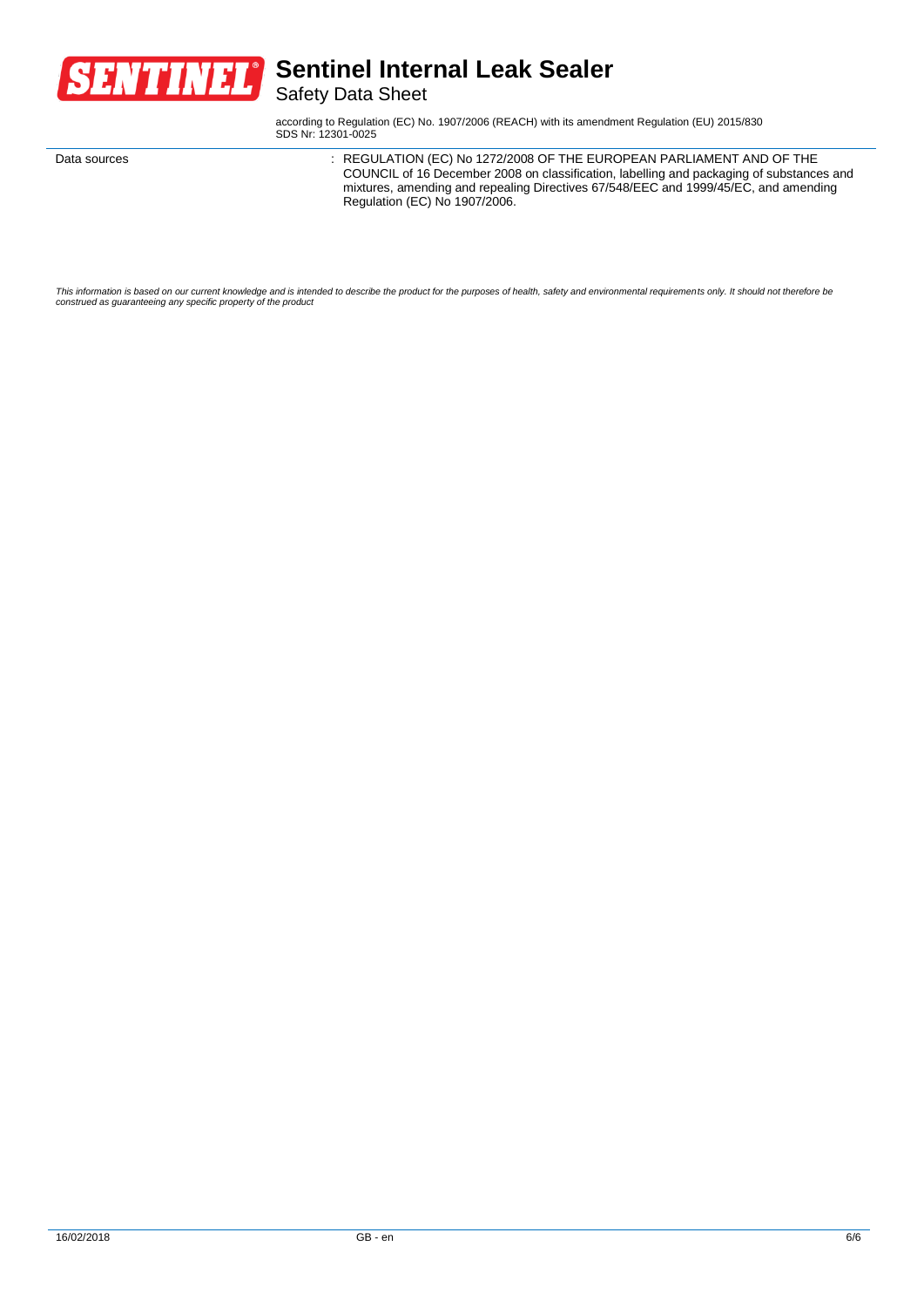| | |
|---|---|
| Data sources | : REGULATION (EC) No 1272/2008 OF THE EUROPEAN PARLIAMENT AND OF THE COUNCIL of 16 December 2008 on classification, labelling and packaging of substances and mixtures, amending and repealing Directives 67/548/EEC and 1999/45/EC, and amending Regulation (EC) No 1907/2006. |

*This information is based on our current knowledge and is intended to describe the product for the purposes of health, safety and environmental requirements only. It should not therefore be construed as guaranteeing any specific property of the product*